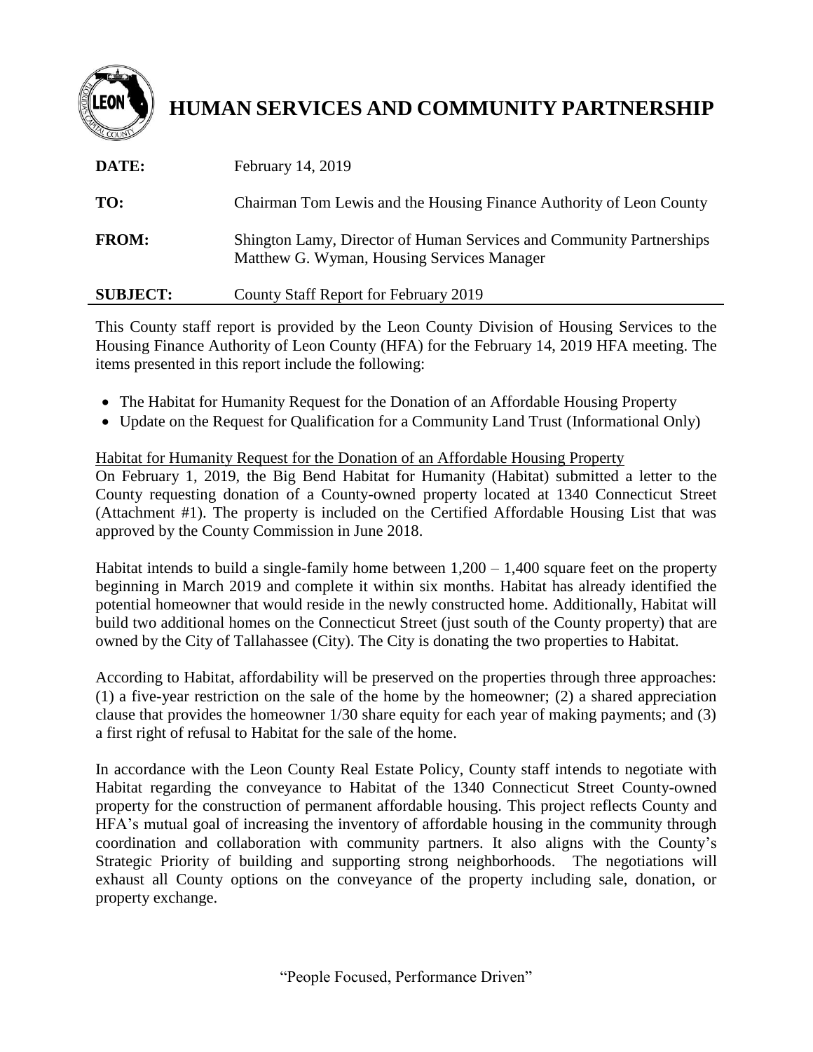# HUMAN SERVICES AND COMMUNITY PARTNERSHIP

| | |
|---|---|
| **DATE:** | February 14, 2019 |
| **TO:** | Chairman Tom Lewis and the Housing Finance Authority of Leon County |
| **FROM:** | Shington Lamy, Director of Human Services and Community Partnerships<br>Matthew G. Wyman, Housing Services Manager |
| **SUBJECT:** | County Staff Report for February 2019 |

This County staff report is provided by the Leon County Division of Housing Services to the Housing Finance Authority of Leon County (HFA) for the February 14, 2019 HFA meeting. The items presented in this report include the following:

- The Habitat for Humanity Request for the Donation of an Affordable Housing Property
- Update on the Request for Qualification for a Community Land Trust (Informational Only)

<u>Habitat for Humanity Request for the Donation of an Affordable Housing Property</u>

On February 1, 2019, the Big Bend Habitat for Humanity (Habitat) submitted a letter to the County requesting donation of a County-owned property located at 1340 Connecticut Street (Attachment #1). The property is included on the Certified Affordable Housing List that was approved by the County Commission in June 2018.

Habitat intends to build a single-family home between 1,200 – 1,400 square feet on the property beginning in March 2019 and complete it within six months. Habitat has already identified the potential homeowner that would reside in the newly constructed home. Additionally, Habitat will build two additional homes on the Connecticut Street (just south of the County property) that are owned by the City of Tallahassee (City). The City is donating the two properties to Habitat.

According to Habitat, affordability will be preserved on the properties through three approaches: (1) a five-year restriction on the sale of the home by the homeowner; (2) a shared appreciation clause that provides the homeowner 1/30 share equity for each year of making payments; and (3) a first right of refusal to Habitat for the sale of the home.

In accordance with the Leon County Real Estate Policy, County staff intends to negotiate with Habitat regarding the conveyance to Habitat of the 1340 Connecticut Street County-owned property for the construction of permanent affordable housing. This project reflects County and HFA's mutual goal of increasing the inventory of affordable housing in the community through coordination and collaboration with community partners. It also aligns with the County's Strategic Priority of building and supporting strong neighborhoods. The negotiations will exhaust all County options on the conveyance of the property including sale, donation, or property exchange.

"People Focused, Performance Driven"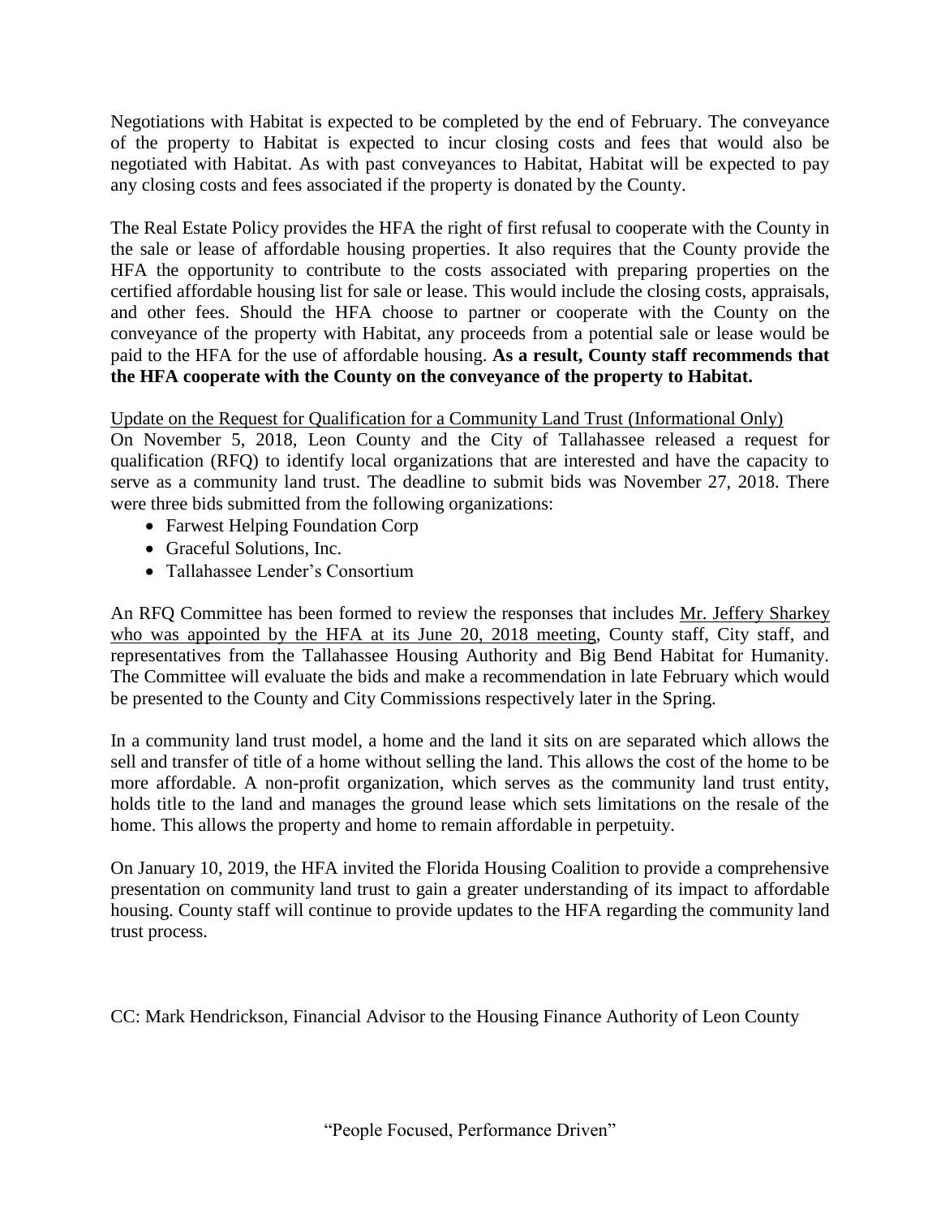Negotiations with Habitat is expected to be completed by the end of February. The conveyance of the property to Habitat is expected to incur closing costs and fees that would also be negotiated with Habitat. As with past conveyances to Habitat, Habitat will be expected to pay any closing costs and fees associated if the property is donated by the County.

The Real Estate Policy provides the HFA the right of first refusal to cooperate with the County in the sale or lease of affordable housing properties. It also requires that the County provide the HFA the opportunity to contribute to the costs associated with preparing properties on the certified affordable housing list for sale or lease. This would include the closing costs, appraisals, and other fees. Should the HFA choose to partner or cooperate with the County on the conveyance of the property with Habitat, any proceeds from a potential sale or lease would be paid to the HFA for the use of affordable housing. **As a result, County staff recommends that the HFA cooperate with the County on the conveyance of the property to Habitat.**

Update on the Request for Qualification for a Community Land Trust (Informational Only)

On November 5, 2018, Leon County and the City of Tallahassee released a request for qualification (RFQ) to identify local organizations that are interested and have the capacity to serve as a community land trust. The deadline to submit bids was November 27, 2018. There were three bids submitted from the following organizations:

- Farwest Helping Foundation Corp
- Graceful Solutions, Inc.
- Tallahassee Lender's Consortium

An RFQ Committee has been formed to review the responses that includes Mr. Jeffery Sharkey who was appointed by the HFA at its June 20, 2018 meeting, County staff, City staff, and representatives from the Tallahassee Housing Authority and Big Bend Habitat for Humanity. The Committee will evaluate the bids and make a recommendation in late February which would be presented to the County and City Commissions respectively later in the Spring.

In a community land trust model, a home and the land it sits on are separated which allows the sell and transfer of title of a home without selling the land. This allows the cost of the home to be more affordable. A non-profit organization, which serves as the community land trust entity, holds title to the land and manages the ground lease which sets limitations on the resale of the home. This allows the property and home to remain affordable in perpetuity.

On January 10, 2019, the HFA invited the Florida Housing Coalition to provide a comprehensive presentation on community land trust to gain a greater understanding of its impact to affordable housing. County staff will continue to provide updates to the HFA regarding the community land trust process.

CC: Mark Hendrickson, Financial Advisor to the Housing Finance Authority of Leon County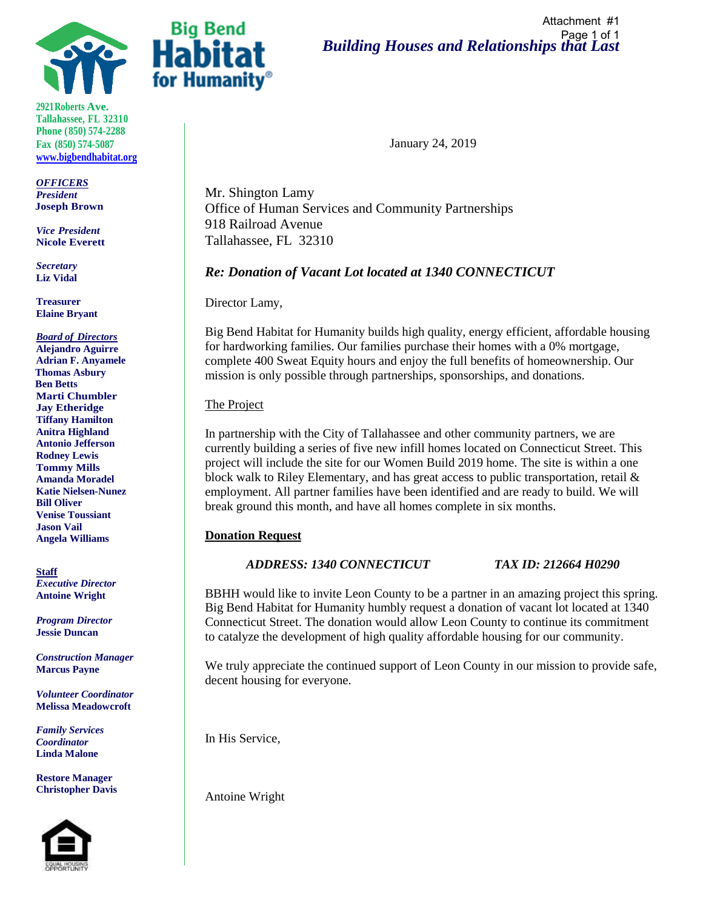Attachment #1

Page 1 of 1

*Building Houses and Relationships that Last*

Big Bend Habitat for Humanity

2921 Roberts Ave.
Tallahassee, FL 32310
Phone (850) 574-2288
Fax (850) 574-5087
www.bigbendhabitat.org

***OFFICERS***

*President*
Joseph Brown

*Vice President*
Nicole Everett

*Secretary*
Liz Vidal

Treasurer
Elaine Bryant

***Board of Directors***
Alejandro Aguirre
Adrian F. Anyamele
Thomas Asbury
Ben Betts
Marti Chumbler
Jay Etheridge
Tiffany Hamilton
Anitra Highland
Antonio Jefferson
Rodney Lewis
Tommy Mills
Amanda Moradel
Katie Nielsen-Nunez
Bill Oliver
Venise Toussiant
Jason Vail
Angela Williams

**Staff**

*Executive Director*
Antoine Wright

*Program Director*
Jessie Duncan

*Construction Manager*
Marcus Payne

*Volunteer Coordinator*
Melissa Meadowcroft

*Family Services Coordinator*
Linda Malone

Restore Manager
Christopher Davis

EQUAL HOUSING OPPORTUNITY

January 24, 2019

Mr. Shington Lamy
Office of Human Services and Community Partnerships
918 Railroad Avenue
Tallahassee, FL 32310

***Re: Donation of Vacant Lot located at 1340 CONNECTICUT***

Director Lamy,

Big Bend Habitat for Humanity builds high quality, energy efficient, affordable housing for hardworking families. Our families purchase their homes with a 0% mortgage, complete 400 Sweat Equity hours and enjoy the full benefits of homeownership. Our mission is only possible through partnerships, sponsorships, and donations.

The Project

In partnership with the City of Tallahassee and other community partners, we are currently building a series of five new infill homes located on Connecticut Street. This project will include the site for our Women Build 2019 home. The site is within a one block walk to Riley Elementary, and has great access to public transportation, retail & employment. All partner families have been identified and are ready to build. We will break ground this month, and have all homes complete in six months.

**Donation Request**

***ADDRESS: 1340 CONNECTICUT*** ***TAX ID: 212664 H0290***

BBHH would like to invite Leon County to be a partner in an amazing project this spring. Big Bend Habitat for Humanity humbly request a donation of vacant lot located at 1340 Connecticut Street. The donation would allow Leon County to continue its commitment to catalyze the development of high quality affordable housing for our community.

We truly appreciate the continued support of Leon County in our mission to provide safe, decent housing for everyone.

In His Service,

Antoine Wright